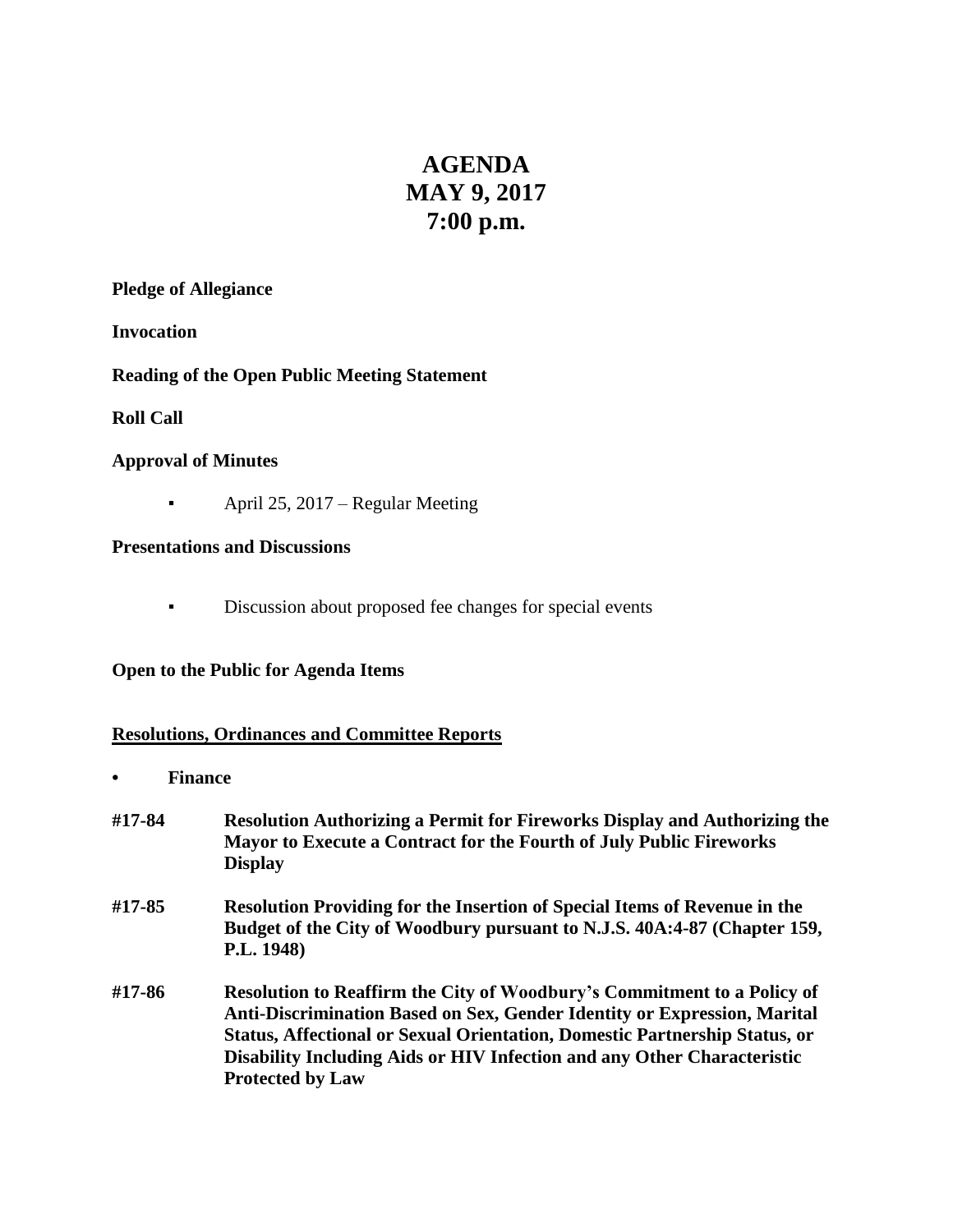# AGENDA
# MAY 9, 2017
# 7:00 p.m.

**Pledge of Allegiance**

**Invocation**

**Reading of the Open Public Meeting Statement**

**Roll Call**

**Approval of Minutes**

- April 25, 2017 – Regular Meeting

**Presentations and Discussions**

- Discussion about proposed fee changes for special events

**Open to the Public for Agenda Items**

## Resolutions, Ordinances and Committee Reports

- **Finance**

**#17-84** **Resolution Authorizing a Permit for Fireworks Display and Authorizing the Mayor to Execute a Contract for the Fourth of July Public Fireworks Display**

**#17-85** **Resolution Providing for the Insertion of Special Items of Revenue in the Budget of the City of Woodbury pursuant to N.J.S. 40A:4-87 (Chapter 159, P.L. 1948)**

**#17-86** **Resolution to Reaffirm the City of Woodbury's Commitment to a Policy of Anti-Discrimination Based on Sex, Gender Identity or Expression, Marital Status, Affectional or Sexual Orientation, Domestic Partnership Status, or Disability Including Aids or HIV Infection and any Other Characteristic Protected by Law**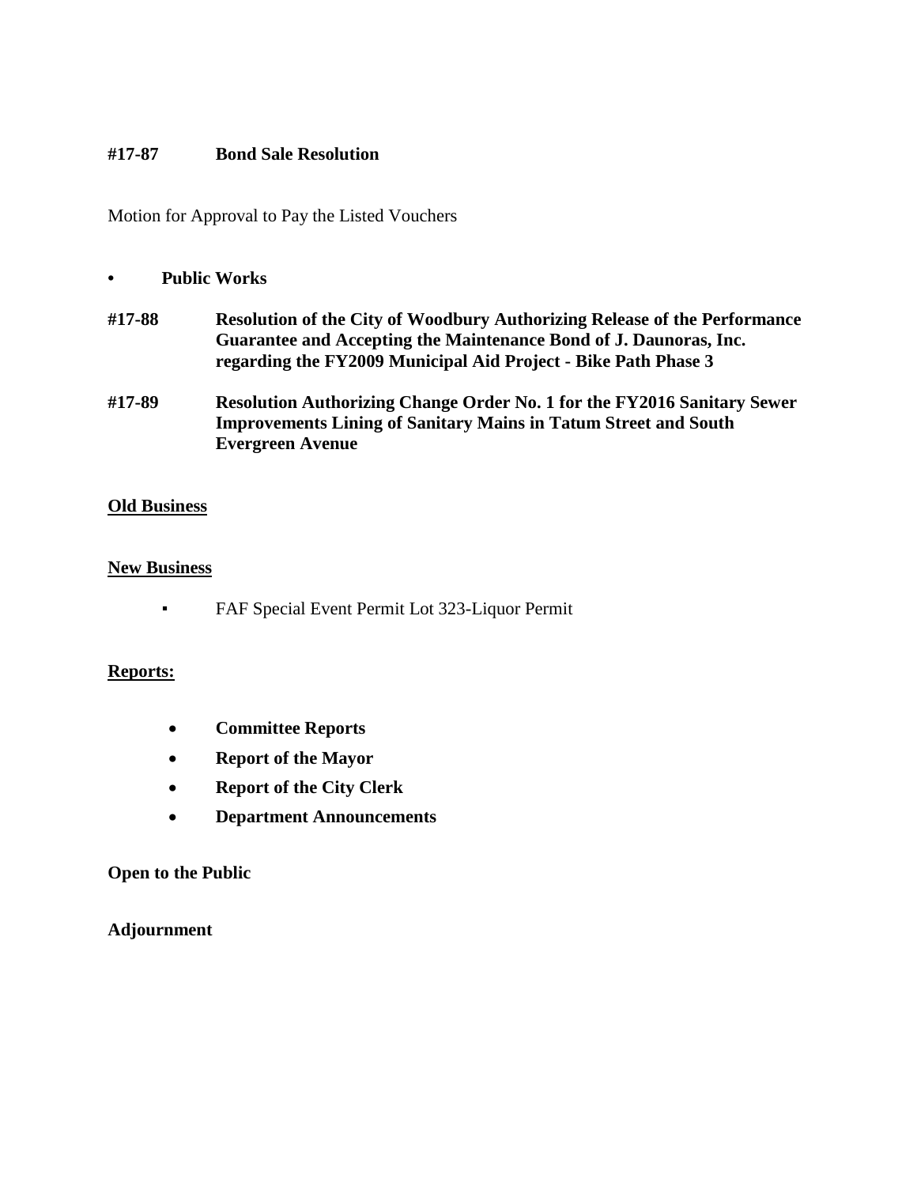**#17-87 Bond Sale Resolution**

Motion for Approval to Pay the Listed Vouchers

- **Public Works**

**#17-88 Resolution of the City of Woodbury Authorizing Release of the Performance Guarantee and Accepting the Maintenance Bond of J. Daunoras, Inc. regarding the FY2009 Municipal Aid Project - Bike Path Phase 3**

**#17-89 Resolution Authorizing Change Order No. 1 for the FY2016 Sanitary Sewer Improvements Lining of Sanitary Mains in Tatum Street and South Evergreen Avenue**

**<u>Old Business</u>**

**<u>New Business</u>**

- FAF Special Event Permit Lot 323-Liquor Permit

**<u>Reports:</u>**

- **Committee Reports**
- **Report of the Mayor**
- **Report of the City Clerk**
- **Department Announcements**

**Open to the Public**

**Adjournment**